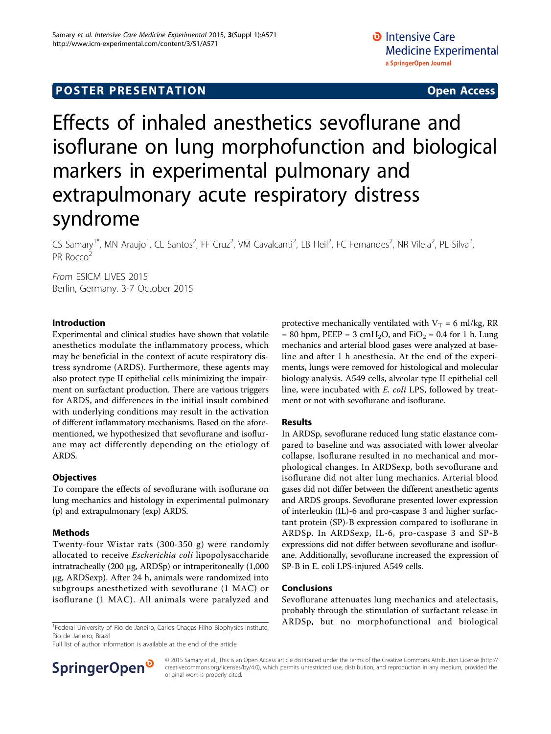POSTER PRESENTATION Open Access

# Effects of inhaled anesthetics sevoflurane and isoflurane on lung morphofunction and biological markers in experimental pulmonary and extrapulmonary acute respiratory distress syndrome

CS Samary[1*], MN Araujo[1], CL Santos[2], FF Cruz[2], VM Cavalcanti[2], LB Heil[2], FC Fernandes[2], NR Vilela[2], PL Silva[2], PR Rocco[2]

*From* ESICM LIVES 2015
Berlin, Germany. 3-7 October 2015

## Introduction

Experimental and clinical studies have shown that volatile anesthetics modulate the inflammatory process, which may be beneficial in the context of acute respiratory distress syndrome (ARDS). Furthermore, these agents may also protect type II epithelial cells minimizing the impairment on surfactant production. There are various triggers for ARDS, and differences in the initial insult combined with underlying conditions may result in the activation of different inflammatory mechanisms. Based on the aforementioned, we hypothesized that sevoflurane and isoflurane may act differently depending on the etiology of ARDS.

## Objectives

To compare the effects of sevoflurane with isoflurane on lung mechanics and histology in experimental pulmonary (p) and extrapulmonary (exp) ARDS.

## Methods

Twenty-four Wistar rats (300-350 g) were randomly allocated to receive *Escherichia coli* lipopolysaccharide intratracheally (200 μg, ARDSp) or intraperitoneally (1,000 μg, ARDSexp). After 24 h, animals were randomized into subgroups anesthetized with sevoflurane (1 MAC) or isoflurane (1 MAC). All animals were paralyzed and protective mechanically ventilated with $V_T$ = 6 ml/kg, RR = 80 bpm, PEEP = 3 $cmH_2O$, and $FiO_2$ = 0.4 for 1 h. Lung mechanics and arterial blood gases were analyzed at baseline and after 1 h anesthesia. At the end of the experiments, lungs were removed for histological and molecular biology analysis. A549 cells, alveolar type II epithelial cell line, were incubated with *E. coli* LPS, followed by treatment or not with sevoflurane and isoflurane.

## Results

In ARDSp, sevoflurane reduced lung static elastance compared to baseline and was associated with lower alveolar collapse. Isoflurane resulted in no mechanical and morphological changes. In ARDSexp, both sevoflurane and isoflurane did not alter lung mechanics. Arterial blood gases did not differ between the different anesthetic agents and ARDS groups. Sevoflurane presented lower expression of interleukin (IL)-6 and pro-caspase 3 and higher surfactant protein (SP)-B expression compared to isoflurane in ARDSp. In ARDSexp, IL-6, pro-caspase 3 and SP-B expressions did not differ between sevoflurane and isoflurane. Additionally, sevoflurane increased the expression of SP-B in E. coli LPS-injured A549 cells.

## Conclusions

Sevoflurane attenuates lung mechanics and atelectasis, probably through the stimulation of surfactant release in ARDSp, but no morphofunctional and biological

[1]Federal University of Rio de Janeiro, Carlos Chagas Filho Biophysics Institute, Rio de Janeiro, Brazil
Full list of author information is available at the end of the article

© 2015 Samary et al.; This is an Open Access article distributed under the terms of the Creative Commons Attribution License (http://creativecommons.org/licenses/by/4.0), which permits unrestricted use, distribution, and reproduction in any medium, provided the original work is properly cited.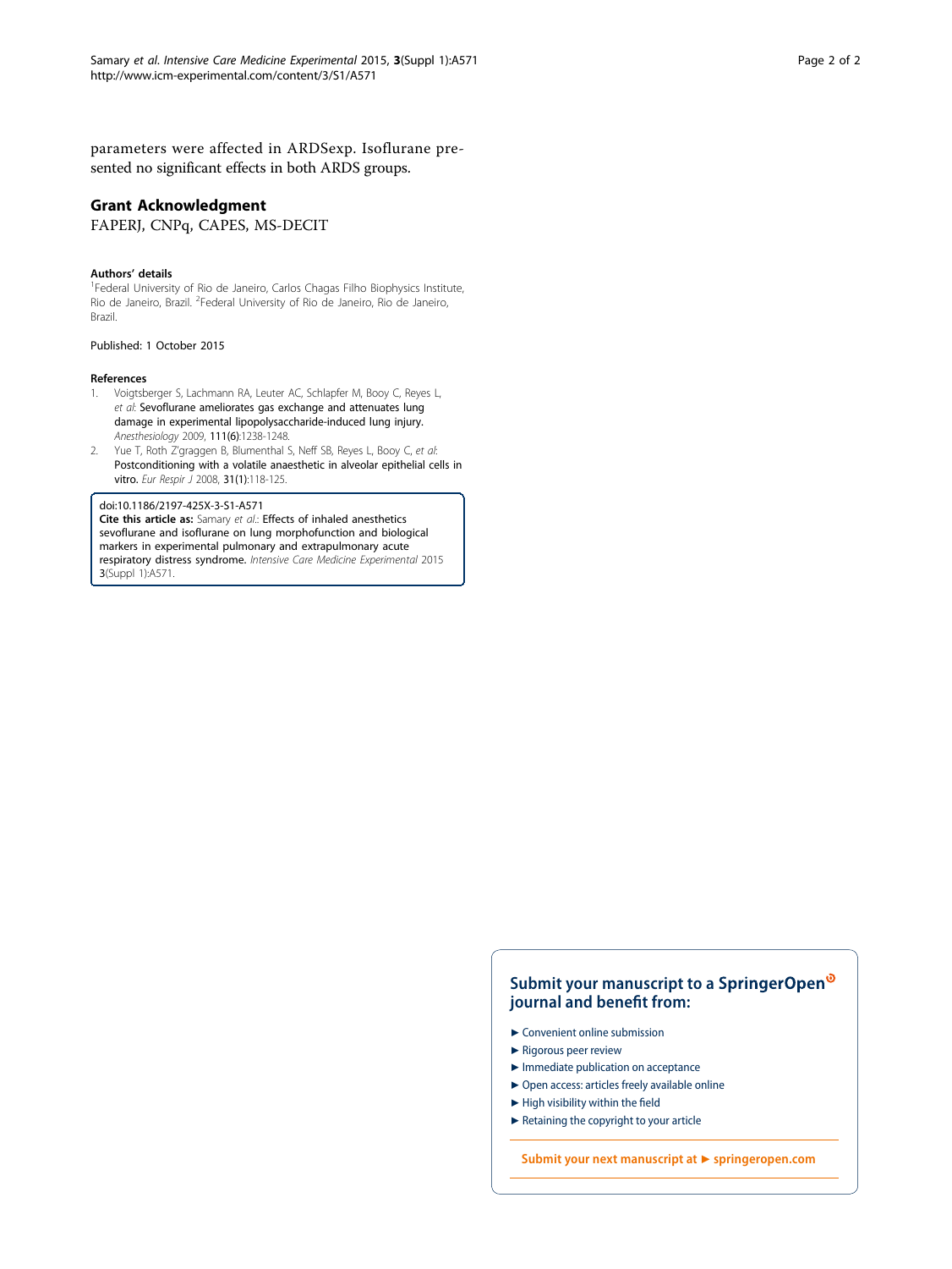parameters were affected in ARDSexp. Isoflurane presented no significant effects in both ARDS groups.

## Grant Acknowledgment

FAPERJ, CNPq, CAPES, MS-DECIT

### Authors' details

[1]Federal University of Rio de Janeiro, Carlos Chagas Filho Biophysics Institute, Rio de Janeiro, Brazil. [2]Federal University of Rio de Janeiro, Rio de Janeiro, Brazil.

Published: 1 October 2015

### References

1. Voigtsberger S, Lachmann RA, Leuter AC, Schlapfer M, Booy C, Reyes L, *et al*: **Sevoflurane ameliorates gas exchange and attenuates lung damage in experimental lipopolysaccharide-induced lung injury.** *Anesthesiology* 2009, **111(6)**:1238-1248.
2. Yue T, Roth Z'graggen B, Blumenthal S, Neff SB, Reyes L, Booy C, *et al*: **Postconditioning with a volatile anaesthetic in alveolar epithelial cells in vitro.** *Eur Respir J* 2008, **31(1)**:118-125.

doi:10.1186/2197-425X-3-S1-A571

**Cite this article as:** Samary *et al.*: Effects of inhaled anesthetics sevoflurane and isoflurane on lung morphofunction and biological markers in experimental pulmonary and extrapulmonary acute respiratory distress syndrome. *Intensive Care Medicine Experimental* 2015 **3**(Suppl 1):A571.

**Submit your manuscript to a SpringerOpen journal and benefit from:**

- ► Convenient online submission
- ► Rigorous peer review
- ► Immediate publication on acceptance
- ► Open access: articles freely available online
- ► High visibility within the field
- ► Retaining the copyright to your article

**Submit your next manuscript at ► springeropen.com**